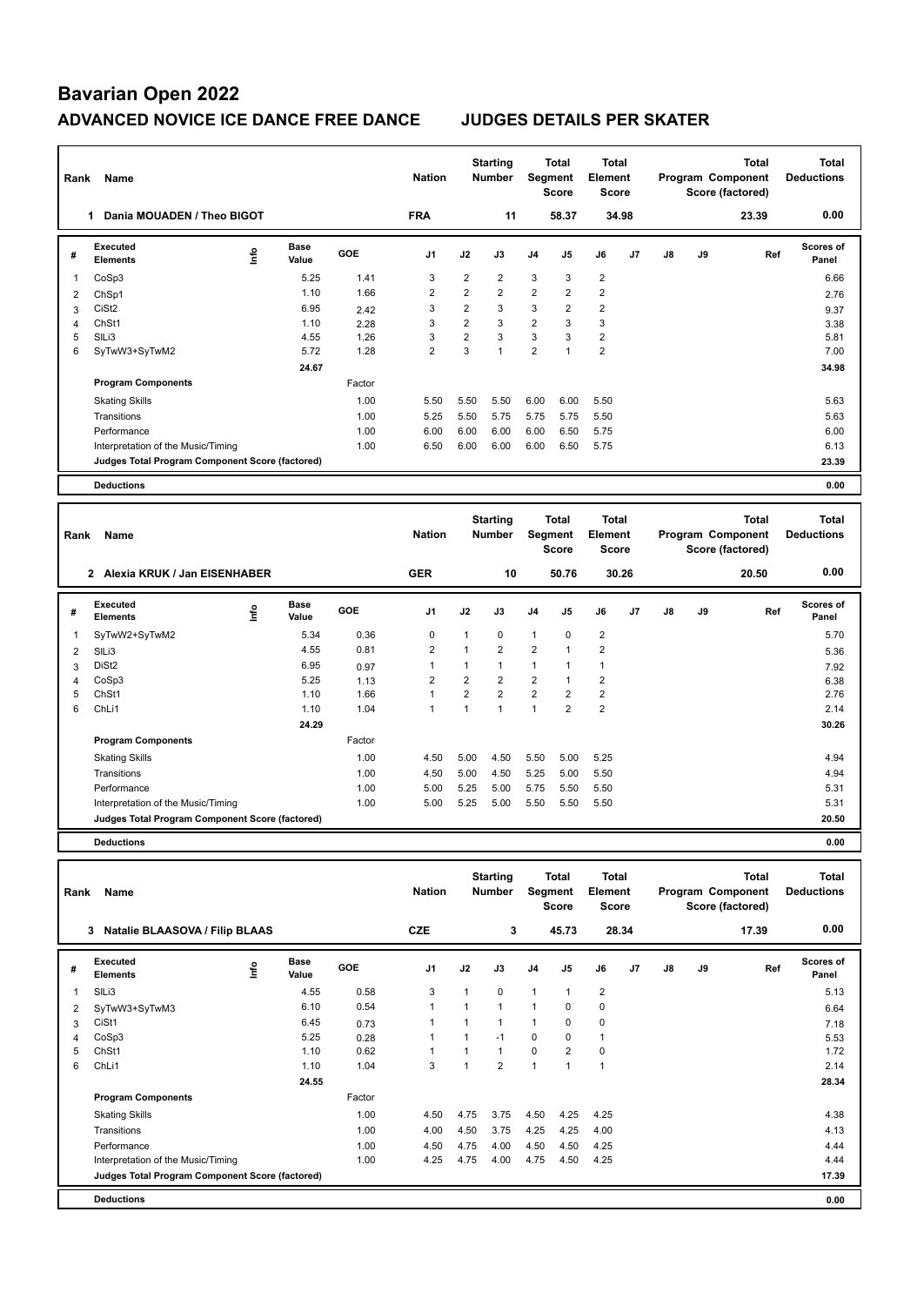# Bavarian Open 2022

## ADVANCED NOVICE ICE DANCE FREE DANCE JUDGES DETAILS PER SKATER

| Rank | Name | Nation | Starting Number | Total Segment Score | Total Element Score | Total Program Component Score (factored) | Total Deductions |
|---|---|---|---|---|---|---|---|
| 1 | Dania MOUADEN / Theo BIGOT | FRA | 11 | 58.37 | 34.98 | 23.39 | 0.00 |

| # | Executed Elements | Info | Base Value | GOE | J1 | J2 | J3 | J4 | J5 | J6 | J7 | J8 | J9 | Ref | Scores of Panel |
|---|---|---|---|---|---|---|---|---|---|---|---|---|---|---|---|
| 1 | CoSp3 | | 5.25 | 1.41 | 3 | 2 | 2 | 3 | 3 | 2 | | | | | 6.66 |
| 2 | ChSp1 | | 1.10 | 1.66 | 2 | 2 | 2 | 2 | 2 | 2 | | | | | 2.76 |
| 3 | CiSt2 | | 6.95 | 2.42 | 3 | 2 | 3 | 3 | 2 | 2 | | | | | 9.37 |
| 4 | ChSt1 | | 1.10 | 2.28 | 3 | 2 | 3 | 2 | 3 | 3 | | | | | 3.38 |
| 5 | SlLi3 | | 4.55 | 1.26 | 3 | 2 | 3 | 3 | 3 | 2 | | | | | 5.81 |
| 6 | SyTwW3+SyTwM2 | | 5.72 | 1.28 | 2 | 3 | 1 | 2 | 1 | 2 | | | | | 7.00 |
| | | | 24.67 | | | | | | | | | | | | 34.98 |
| | **Program Components** | | | Factor | | | | | | | | | | | |
| | Skating Skills | | | 1.00 | 5.50 | 5.50 | 5.50 | 6.00 | 6.00 | 5.50 | | | | | 5.63 |
| | Transitions | | | 1.00 | 5.25 | 5.50 | 5.75 | 5.75 | 5.75 | 5.50 | | | | | 5.63 |
| | Performance | | | 1.00 | 6.00 | 6.00 | 6.00 | 6.00 | 6.50 | 5.75 | | | | | 6.00 |
| | Interpretation of the Music/Timing | | | 1.00 | 6.50 | 6.00 | 6.00 | 6.00 | 6.50 | 5.75 | | | | | 6.13 |
| | **Judges Total Program Component Score (factored)** | | | | | | | | | | | | | | 23.39 |
| | **Deductions** | | | | | | | | | | | | | | 0.00 |

| Rank | Name | Nation | Starting Number | Total Segment Score | Total Element Score | Total Program Component Score (factored) | Total Deductions |
|---|---|---|---|---|---|---|---|
| 2 | Alexia KRUK / Jan EISENHABER | GER | 10 | 50.76 | 30.26 | 20.50 | 0.00 |

| # | Executed Elements | Info | Base Value | GOE | J1 | J2 | J3 | J4 | J5 | J6 | J7 | J8 | J9 | Ref | Scores of Panel |
|---|---|---|---|---|---|---|---|---|---|---|---|---|---|---|---|
| 1 | SyTwW2+SyTwM2 | | 5.34 | 0.36 | 0 | 1 | 0 | 1 | 0 | 2 | | | | | 5.70 |
| 2 | SlLi3 | | 4.55 | 0.81 | 2 | 1 | 2 | 2 | 1 | 2 | | | | | 5.36 |
| 3 | DiSt2 | | 6.95 | 0.97 | 1 | 1 | 1 | 1 | 1 | 1 | | | | | 7.92 |
| 4 | CoSp3 | | 5.25 | 1.13 | 2 | 2 | 2 | 2 | 1 | 2 | | | | | 6.38 |
| 5 | ChSt1 | | 1.10 | 1.66 | 1 | 2 | 2 | 2 | 2 | 2 | | | | | 2.76 |
| 6 | ChLi1 | | 1.10 | 1.04 | 1 | 1 | 1 | 1 | 2 | 2 | | | | | 2.14 |
| | | | 24.29 | | | | | | | | | | | | 30.26 |
| | **Program Components** | | | Factor | | | | | | | | | | | |
| | Skating Skills | | | 1.00 | 4.50 | 5.00 | 4.50 | 5.50 | 5.00 | 5.25 | | | | | 4.94 |
| | Transitions | | | 1.00 | 4.50 | 5.00 | 4.50 | 5.25 | 5.00 | 5.50 | | | | | 4.94 |
| | Performance | | | 1.00 | 5.00 | 5.25 | 5.00 | 5.75 | 5.50 | 5.50 | | | | | 5.31 |
| | Interpretation of the Music/Timing | | | 1.00 | 5.00 | 5.25 | 5.00 | 5.50 | 5.50 | 5.50 | | | | | 5.31 |
| | **Judges Total Program Component Score (factored)** | | | | | | | | | | | | | | 20.50 |
| | **Deductions** | | | | | | | | | | | | | | 0.00 |

| Rank | Name | Nation | Starting Number | Total Segment Score | Total Element Score | Total Program Component Score (factored) | Total Deductions |
|---|---|---|---|---|---|---|---|
| 3 | Natalie BLAASOVA / Filip BLAAS | CZE | 3 | 45.73 | 28.34 | 17.39 | 0.00 |

| # | Executed Elements | Info | Base Value | GOE | J1 | J2 | J3 | J4 | J5 | J6 | J7 | J8 | J9 | Ref | Scores of Panel |
|---|---|---|---|---|---|---|---|---|---|---|---|---|---|---|---|
| 1 | SlLi3 | | 4.55 | 0.58 | 3 | 1 | 0 | 1 | 1 | 2 | | | | | 5.13 |
| 2 | SyTwW3+SyTwM3 | | 6.10 | 0.54 | 1 | 1 | 1 | 1 | 0 | 0 | | | | | 6.64 |
| 3 | CiSt1 | | 6.45 | 0.73 | 1 | 1 | 1 | 1 | 0 | 0 | | | | | 7.18 |
| 4 | CoSp3 | | 5.25 | 0.28 | 1 | 1 | -1 | 0 | 0 | 1 | | | | | 5.53 |
| 5 | ChSt1 | | 1.10 | 0.62 | 1 | 1 | 1 | 0 | 2 | 0 | | | | | 1.72 |
| 6 | ChLi1 | | 1.10 | 1.04 | 3 | 1 | 2 | 1 | 1 | 1 | | | | | 2.14 |
| | | | 24.55 | | | | | | | | | | | | 28.34 |
| | **Program Components** | | | Factor | | | | | | | | | | | |
| | Skating Skills | | | 1.00 | 4.50 | 4.75 | 3.75 | 4.50 | 4.25 | 4.25 | | | | | 4.38 |
| | Transitions | | | 1.00 | 4.00 | 4.50 | 3.75 | 4.25 | 4.25 | 4.00 | | | | | 4.13 |
| | Performance | | | 1.00 | 4.50 | 4.75 | 4.00 | 4.50 | 4.50 | 4.25 | | | | | 4.44 |
| | Interpretation of the Music/Timing | | | 1.00 | 4.25 | 4.75 | 4.00 | 4.75 | 4.50 | 4.25 | | | | | 4.44 |
| | **Judges Total Program Component Score (factored)** | | | | | | | | | | | | | | 17.39 |
| | **Deductions** | | | | | | | | | | | | | | 0.00 |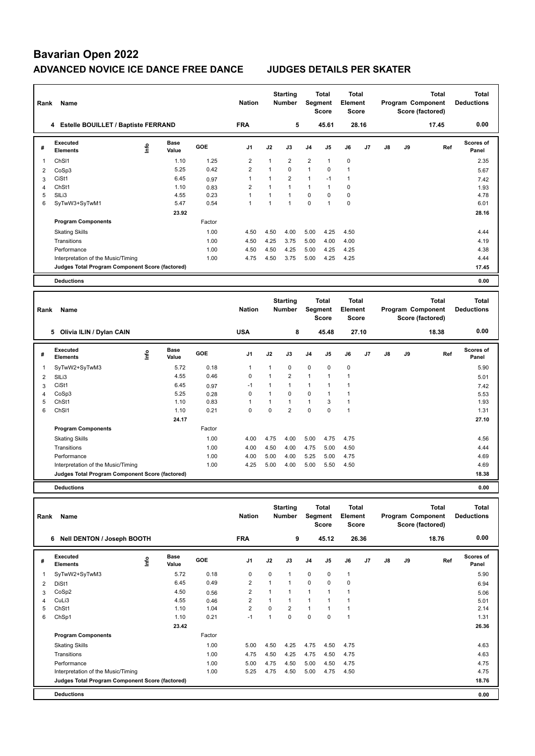# Bavarian Open 2022

## ADVANCED NOVICE ICE DANCE FREE DANCE JUDGES DETAILS PER SKATER

| Rank | Name | Nation | Starting Number | Total Segment Score | Total Element Score | Total Program Component Score (factored) | Total Deductions |
|---|---|---|---|---|---|---|---|
| 4 | Estelle BOUILLET / Baptiste FERRAND | FRA | 5 | 45.61 | 28.16 | 17.45 | 0.00 |

| # | Executed Elements | Info | Base Value | GOE | J1 | J2 | J3 | J4 | J5 | J6 | J7 | J8 | J9 | Ref | Scores of Panel |
|---|---|---|---|---|---|---|---|---|---|---|---|---|---|---|---|
| 1 | ChSl1 | | 1.10 | 1.25 | 2 | 1 | 2 | 2 | 1 | 0 | | | | | 2.35 |
| 2 | CoSp3 | | 5.25 | 0.42 | 2 | 1 | 0 | 1 | 0 | 1 | | | | | 5.67 |
| 3 | CiSt1 | | 6.45 | 0.97 | 1 | 1 | 2 | 1 | -1 | 1 | | | | | 7.42 |
| 4 | ChSt1 | | 1.10 | 0.83 | 2 | 1 | 1 | 1 | 1 | 0 | | | | | 1.93 |
| 5 | SlLi3 | | 4.55 | 0.23 | 1 | 1 | 1 | 0 | 0 | 0 | | | | | 4.78 |
| 6 | SyTwW3+SyTwM1 | | 5.47 | 0.54 | 1 | 1 | 1 | 0 | 1 | 0 | | | | | 6.01 |
| | | | 23.92 | | | | | | | | | | | | 28.16 |
| | **Program Components** | | | Factor | | | | | | | | | | | |
| | Skating Skills | | | 1.00 | 4.50 | 4.50 | 4.00 | 5.00 | 4.25 | 4.50 | | | | | 4.44 |
| | Transitions | | | 1.00 | 4.50 | 4.25 | 3.75 | 5.00 | 4.00 | 4.00 | | | | | 4.19 |
| | Performance | | | 1.00 | 4.50 | 4.50 | 4.25 | 5.00 | 4.25 | 4.25 | | | | | 4.38 |
| | Interpretation of the Music/Timing | | | 1.00 | 4.75 | 4.50 | 3.75 | 5.00 | 4.25 | 4.25 | | | | | 4.44 |
| | **Judges Total Program Component Score (factored)** | | | | | | | | | | | | | | 17.45 |
| | **Deductions** | | | | | | | | | | | | | | 0.00 |

| Rank | Name | Nation | Starting Number | Total Segment Score | Total Element Score | Total Program Component Score (factored) | Total Deductions |
|---|---|---|---|---|---|---|---|
| 5 | Olivia ILIN / Dylan CAIN | USA | 8 | 45.48 | 27.10 | 18.38 | 0.00 |

| # | Executed Elements | Info | Base Value | GOE | J1 | J2 | J3 | J4 | J5 | J6 | J7 | J8 | J9 | Ref | Scores of Panel |
|---|---|---|---|---|---|---|---|---|---|---|---|---|---|---|---|
| 1 | SyTwW2+SyTwM3 | | 5.72 | 0.18 | 1 | 1 | 0 | 0 | 0 | 0 | | | | | 5.90 |
| 2 | SlLi3 | | 4.55 | 0.46 | 0 | 1 | 2 | 1 | 1 | 1 | | | | | 5.01 |
| 3 | CiSt1 | | 6.45 | 0.97 | -1 | 1 | 1 | 1 | 1 | 1 | | | | | 7.42 |
| 4 | CoSp3 | | 5.25 | 0.28 | 0 | 1 | 0 | 0 | 1 | 1 | | | | | 5.53 |
| 5 | ChSt1 | | 1.10 | 0.83 | 1 | 1 | 1 | 1 | 3 | 1 | | | | | 1.93 |
| 6 | ChSl1 | | 1.10 | 0.21 | 0 | 0 | 2 | 0 | 0 | 1 | | | | | 1.31 |
| | | | 24.17 | | | | | | | | | | | | 27.10 |
| | **Program Components** | | | Factor | | | | | | | | | | | |
| | Skating Skills | | | 1.00 | 4.00 | 4.75 | 4.00 | 5.00 | 4.75 | 4.75 | | | | | 4.56 |
| | Transitions | | | 1.00 | 4.00 | 4.50 | 4.00 | 4.75 | 5.00 | 4.50 | | | | | 4.44 |
| | Performance | | | 1.00 | 4.00 | 5.00 | 4.00 | 5.25 | 5.00 | 4.75 | | | | | 4.69 |
| | Interpretation of the Music/Timing | | | 1.00 | 4.25 | 5.00 | 4.00 | 5.00 | 5.50 | 4.50 | | | | | 4.69 |
| | **Judges Total Program Component Score (factored)** | | | | | | | | | | | | | | 18.38 |
| | **Deductions** | | | | | | | | | | | | | | 0.00 |

| Rank | Name | Nation | Starting Number | Total Segment Score | Total Element Score | Total Program Component Score (factored) | Total Deductions |
|---|---|---|---|---|---|---|---|
| 6 | Nell DENTON / Joseph BOOTH | FRA | 9 | 45.12 | 26.36 | 18.76 | 0.00 |

| # | Executed Elements | Info | Base Value | GOE | J1 | J2 | J3 | J4 | J5 | J6 | J7 | J8 | J9 | Ref | Scores of Panel |
|---|---|---|---|---|---|---|---|---|---|---|---|---|---|---|---|
| 1 | SyTwW2+SyTwM3 | | 5.72 | 0.18 | 0 | 0 | 1 | 0 | 0 | 1 | | | | | 5.90 |
| 2 | DiSt1 | | 6.45 | 0.49 | 2 | 1 | 1 | 0 | 0 | 0 | | | | | 6.94 |
| 3 | CoSp2 | | 4.50 | 0.56 | 2 | 1 | 1 | 1 | 1 | 1 | | | | | 5.06 |
| 4 | CuLi3 | | 4.55 | 0.46 | 2 | 1 | 1 | 1 | 1 | 1 | | | | | 5.01 |
| 5 | ChSt1 | | 1.10 | 1.04 | 2 | 0 | 2 | 1 | 1 | 1 | | | | | 2.14 |
| 6 | ChSp1 | | 1.10 | 0.21 | -1 | 1 | 0 | 0 | 0 | 1 | | | | | 1.31 |
| | | | 23.42 | | | | | | | | | | | | 26.36 |
| | **Program Components** | | | Factor | | | | | | | | | | | |
| | Skating Skills | | | 1.00 | 5.00 | 4.50 | 4.25 | 4.75 | 4.50 | 4.75 | | | | | 4.63 |
| | Transitions | | | 1.00 | 4.75 | 4.50 | 4.25 | 4.75 | 4.50 | 4.75 | | | | | 4.63 |
| | Performance | | | 1.00 | 5.00 | 4.75 | 4.50 | 5.00 | 4.50 | 4.75 | | | | | 4.75 |
| | Interpretation of the Music/Timing | | | 1.00 | 5.25 | 4.75 | 4.50 | 5.00 | 4.75 | 4.50 | | | | | 4.75 |
| | **Judges Total Program Component Score (factored)** | | | | | | | | | | | | | | 18.76 |
| | **Deductions** | | | | | | | | | | | | | | 0.00 |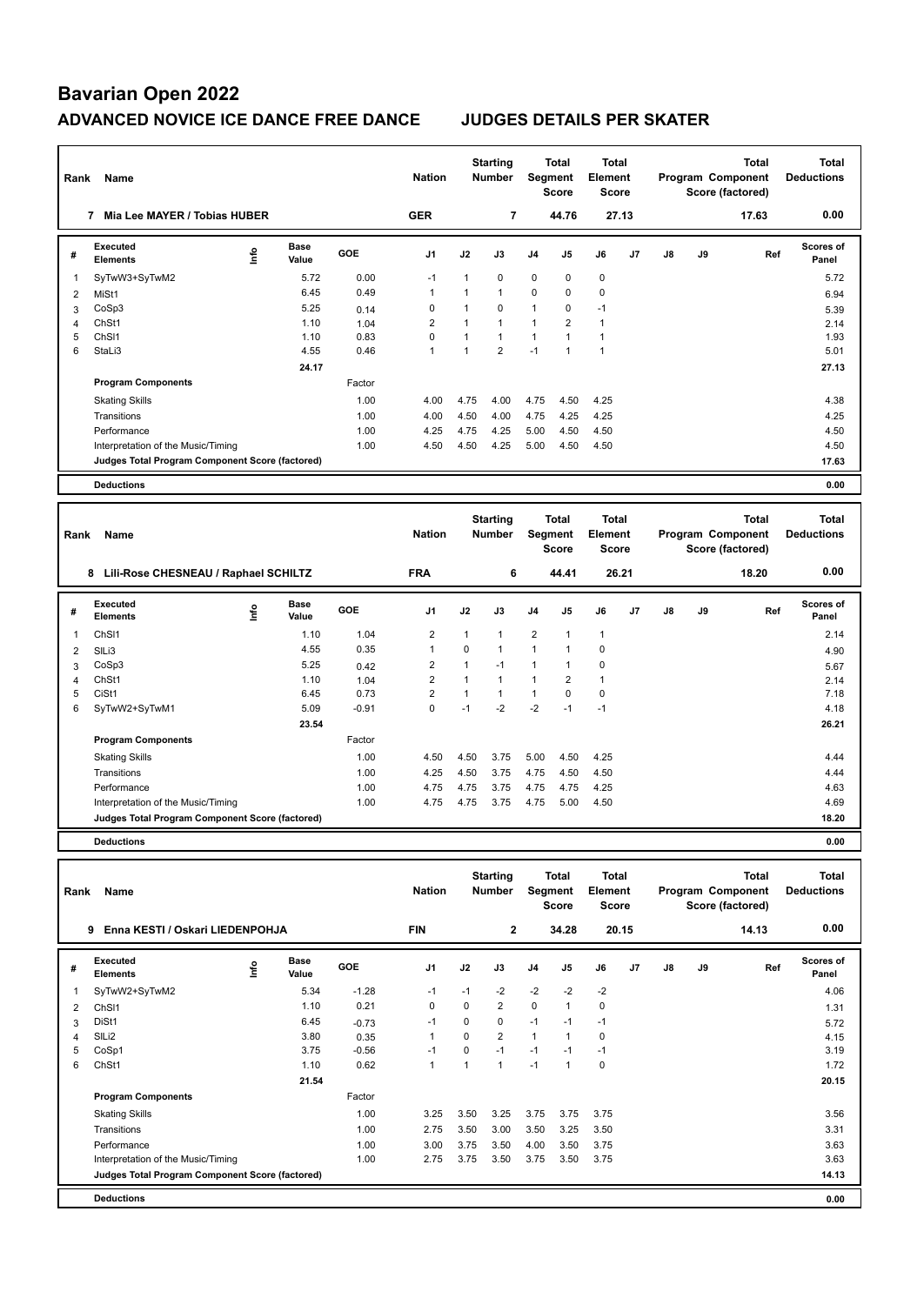# Bavarian Open 2022

## ADVANCED NOVICE ICE DANCE FREE DANCE JUDGES DETAILS PER SKATER

| Rank | Name | Nation | Starting Number | Total Segment Score | Total Element Score | Total Program Component Score (factored) | Total Deductions |
|---|---|---|---|---|---|---|---|
| 7 | Mia Lee MAYER / Tobias HUBER | GER | 7 | 44.76 | 27.13 | 17.63 | 0.00 |

| # | Executed Elements | Info | Base Value | GOE | J1 | J2 | J3 | J4 | J5 | J6 | J7 | J8 | J9 | Ref | Scores of Panel |
|---|---|---|---|---|---|---|---|---|---|---|---|---|---|---|---|
| 1 | SyTwW3+SyTwM2 | | 5.72 | 0.00 | -1 | 1 | 0 | 0 | 0 | 0 | | | | | 5.72 |
| 2 | MiSt1 | | 6.45 | 0.49 | 1 | 1 | 1 | 0 | 0 | 0 | | | | | 6.94 |
| 3 | CoSp3 | | 5.25 | 0.14 | 0 | 1 | 0 | 1 | 0 | -1 | | | | | 5.39 |
| 4 | ChSt1 | | 1.10 | 1.04 | 2 | 1 | 1 | 1 | 2 | 1 | | | | | 2.14 |
| 5 | ChSl1 | | 1.10 | 0.83 | 0 | 1 | 1 | 1 | 1 | 1 | | | | | 1.93 |
| 6 | StaLi3 | | 4.55 | 0.46 | 1 | 1 | 2 | -1 | 1 | 1 | | | | | 5.01 |
| | | | 24.17 | | | | | | | | | | | | 27.13 |

| Program Components | Factor | J1 | J2 | J3 | J4 | J5 | J6 | J7 | J8 | J9 | Scores of Panel |
|---|---|---|---|---|---|---|---|---|---|---|---|
| Skating Skills | 1.00 | 4.00 | 4.75 | 4.00 | 4.75 | 4.50 | 4.25 | | | | 4.38 |
| Transitions | 1.00 | 4.00 | 4.50 | 4.00 | 4.75 | 4.25 | 4.25 | | | | 4.25 |
| Performance | 1.00 | 4.25 | 4.75 | 4.25 | 5.00 | 4.50 | 4.50 | | | | 4.50 |
| Interpretation of the Music/Timing | 1.00 | 4.50 | 4.50 | 4.25 | 5.00 | 4.50 | 4.50 | | | | 4.50 |
| Judges Total Program Component Score (factored) | | | | | | | | | | | 17.63 |

| Deductions | 0.00 |
|---|---|

| Rank | Name | Nation | Starting Number | Total Segment Score | Total Element Score | Total Program Component Score (factored) | Total Deductions |
|---|---|---|---|---|---|---|---|
| 8 | Lili-Rose CHESNEAU / Raphael SCHILTZ | FRA | 6 | 44.41 | 26.21 | 18.20 | 0.00 |

| # | Executed Elements | Info | Base Value | GOE | J1 | J2 | J3 | J4 | J5 | J6 | J7 | J8 | J9 | Ref | Scores of Panel |
|---|---|---|---|---|---|---|---|---|---|---|---|---|---|---|---|
| 1 | ChSl1 | | 1.10 | 1.04 | 2 | 1 | 1 | 2 | 1 | 1 | | | | | 2.14 |
| 2 | SlLi3 | | 4.55 | 0.35 | 1 | 0 | 1 | 1 | 1 | 0 | | | | | 4.90 |
| 3 | CoSp3 | | 5.25 | 0.42 | 2 | 1 | -1 | 1 | 1 | 0 | | | | | 5.67 |
| 4 | ChSt1 | | 1.10 | 1.04 | 2 | 1 | 1 | 1 | 2 | 1 | | | | | 2.14 |
| 5 | CiSt1 | | 6.45 | 0.73 | 2 | 1 | 1 | 1 | 0 | 0 | | | | | 7.18 |
| 6 | SyTwW2+SyTwM1 | | 5.09 | -0.91 | 0 | -1 | -2 | -2 | -1 | -1 | | | | | 4.18 |
| | | | 23.54 | | | | | | | | | | | | 26.21 |

| Program Components | Factor | J1 | J2 | J3 | J4 | J5 | J6 | J7 | J8 | J9 | Scores of Panel |
|---|---|---|---|---|---|---|---|---|---|---|---|
| Skating Skills | 1.00 | 4.50 | 4.50 | 3.75 | 5.00 | 4.50 | 4.25 | | | | 4.44 |
| Transitions | 1.00 | 4.25 | 4.50 | 3.75 | 4.75 | 4.50 | 4.50 | | | | 4.44 |
| Performance | 1.00 | 4.75 | 4.75 | 3.75 | 4.75 | 4.75 | 4.25 | | | | 4.63 |
| Interpretation of the Music/Timing | 1.00 | 4.75 | 4.75 | 3.75 | 4.75 | 5.00 | 4.50 | | | | 4.69 |
| Judges Total Program Component Score (factored) | | | | | | | | | | | 18.20 |

| Deductions | 0.00 |
|---|---|

| Rank | Name | Nation | Starting Number | Total Segment Score | Total Element Score | Total Program Component Score (factored) | Total Deductions |
|---|---|---|---|---|---|---|---|
| 9 | Enna KESTI / Oskari LIEDENPOHJA | FIN | 2 | 34.28 | 20.15 | 14.13 | 0.00 |

| # | Executed Elements | Info | Base Value | GOE | J1 | J2 | J3 | J4 | J5 | J6 | J7 | J8 | J9 | Ref | Scores of Panel |
|---|---|---|---|---|---|---|---|---|---|---|---|---|---|---|---|
| 1 | SyTwW2+SyTwM2 | | 5.34 | -1.28 | -1 | -1 | -2 | -2 | -2 | -2 | | | | | 4.06 |
| 2 | ChSl1 | | 1.10 | 0.21 | 0 | 0 | 2 | 0 | 1 | 0 | | | | | 1.31 |
| 3 | DiSt1 | | 6.45 | -0.73 | -1 | 0 | 0 | -1 | -1 | -1 | | | | | 5.72 |
| 4 | SlLi2 | | 3.80 | 0.35 | 1 | 0 | 2 | 1 | 1 | 0 | | | | | 4.15 |
| 5 | CoSp1 | | 3.75 | -0.56 | -1 | 0 | -1 | -1 | -1 | -1 | | | | | 3.19 |
| 6 | ChSt1 | | 1.10 | 0.62 | 1 | 1 | 1 | -1 | 1 | 0 | | | | | 1.72 |
| | | | 21.54 | | | | | | | | | | | | 20.15 |

| Program Components | Factor | J1 | J2 | J3 | J4 | J5 | J6 | J7 | J8 | J9 | Scores of Panel |
|---|---|---|---|---|---|---|---|---|---|---|---|
| Skating Skills | 1.00 | 3.25 | 3.50 | 3.25 | 3.75 | 3.75 | 3.75 | | | | 3.56 |
| Transitions | 1.00 | 2.75 | 3.50 | 3.00 | 3.50 | 3.25 | 3.50 | | | | 3.31 |
| Performance | 1.00 | 3.00 | 3.75 | 3.50 | 4.00 | 3.50 | 3.75 | | | | 3.63 |
| Interpretation of the Music/Timing | 1.00 | 2.75 | 3.75 | 3.50 | 3.75 | 3.50 | 3.75 | | | | 3.63 |
| Judges Total Program Component Score (factored) | | | | | | | | | | | 14.13 |

| Deductions | 0.00 |
|---|---|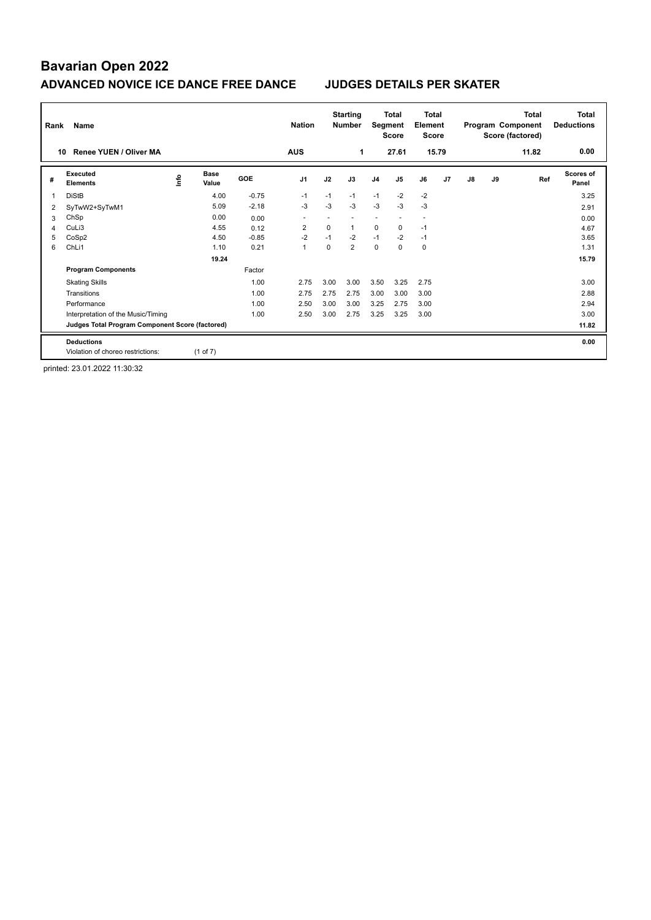# Bavarian Open 2022

## ADVANCED NOVICE ICE DANCE FREE DANCE JUDGES DETAILS PER SKATER

| Rank | Name | Nation | Starting Number | Total Segment Score | Total Element Score | Total Program Component Score (factored) | Total Deductions |
|---|---|---|---|---|---|---|---|
| 10 | Renee YUEN / Oliver MA | AUS | 1 | 27.61 | 15.79 | 11.82 | 0.00 |

| # | Executed Elements | Info | Base Value | GOE | J1 | J2 | J3 | J4 | J5 | J6 | J7 | J8 | J9 | Ref | Scores of Panel |
|---|---|---|---|---|---|---|---|---|---|---|---|---|---|---|---|
| 1 | DiStB | | 4.00 | -0.75 | -1 | -1 | -1 | -1 | -2 | -2 | | | | | 3.25 |
| 2 | SyTwW2+SyTwM1 | | 5.09 | -2.18 | -3 | -3 | -3 | -3 | -3 | -3 | | | | | 2.91 |
| 3 | ChSp | | 0.00 | 0.00 | - | - | - | - | - | - | | | | | 0.00 |
| 4 | CuLi3 | | 4.55 | 0.12 | 2 | 0 | 1 | 0 | 0 | -1 | | | | | 4.67 |
| 5 | CoSp2 | | 4.50 | -0.85 | -2 | -1 | -2 | -1 | -2 | -1 | | | | | 3.65 |
| 6 | ChLi1 | | 1.10 | 0.21 | 1 | 0 | 2 | 0 | 0 | 0 | | | | | 1.31 |
| | | | 19.24 | | | | | | | | | | | | 15.79 |
| | **Program Components** | | | Factor | | | | | | | | | | | |
| | Skating Skills | | | 1.00 | 2.75 | 3.00 | 3.00 | 3.50 | 3.25 | 2.75 | | | | | 3.00 |
| | Transitions | | | 1.00 | 2.75 | 2.75 | 2.75 | 3.00 | 3.00 | 3.00 | | | | | 2.88 |
| | Performance | | | 1.00 | 2.50 | 3.00 | 3.00 | 3.25 | 2.75 | 3.00 | | | | | 2.94 |
| | Interpretation of the Music/Timing | | | 1.00 | 2.50 | 3.00 | 2.75 | 3.25 | 3.25 | 3.00 | | | | | 3.00 |
| | **Judges Total Program Component Score (factored)** | | | | | | | | | | | | | | 11.82 |
| | **Deductions** | | | | | | | | | | | | | | 0.00 |
| | Violation of choreo restrictions: | | (1 of 7) | | | | | | | | | | | | |

printed: 23.01.2022 11:30:32